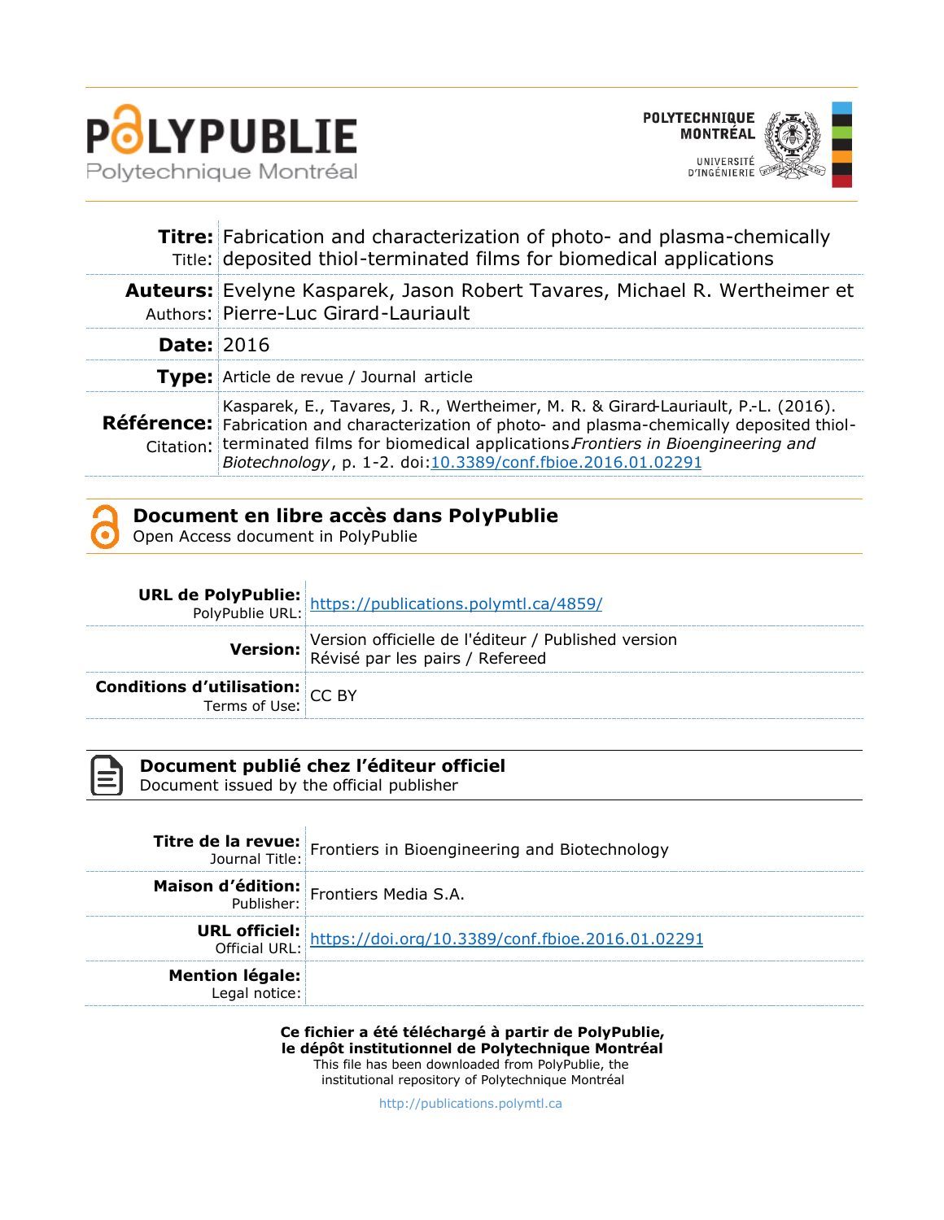**Titre:** Fabrication and characterization of photo- and plasma-chemically
Title: deposited thiol-terminated films for biomedical applications

**Auteurs:** Evelyne Kasparek, Jason Robert Tavares, Michael R. Wertheimer et
Authors: Pierre-Luc Girard-Lauriault

**Date:** 2016

**Type:** Article de revue / Journal article

**Référence:** Kasparek, E., Tavares, J. R., Wertheimer, M. R. & Girard-Lauriault, P.-L. (2016).
Citation: Fabrication and characterization of photo- and plasma-chemically deposited thiol-terminated films for biomedical applications. *Frontiers in Bioengineering and Biotechnology*, p. 1-2. doi:10.3389/conf.fbioe.2016.01.02291

## Document en libre accès dans PolyPublie
Open Access document in PolyPublie

| | |
|---|---|
| **URL de PolyPublie:** PolyPublie URL: | https://publications.polymtl.ca/4859/ |
| **Version:** | Version officielle de l'éditeur / Published version<br>Révisé par les pairs / Refereed |
| **Conditions d'utilisation:** Terms of Use: | CC BY |

## Document publié chez l'éditeur officiel
Document issued by the official publisher

| | |
|---|---|
| **Titre de la revue:** Journal Title: | Frontiers in Bioengineering and Biotechnology |
| **Maison d'édition:** Publisher: | Frontiers Media S.A. |
| **URL officiel:** Official URL: | https://doi.org/10.3389/conf.fbioe.2016.01.02291 |
| **Mention légale:** Legal notice: | |

**Ce fichier a été téléchargé à partir de PolyPublie, le dépôt institutionnel de Polytechnique Montréal**
This file has been downloaded from PolyPublie, the institutional repository of Polytechnique Montréal

http://publications.polymtl.ca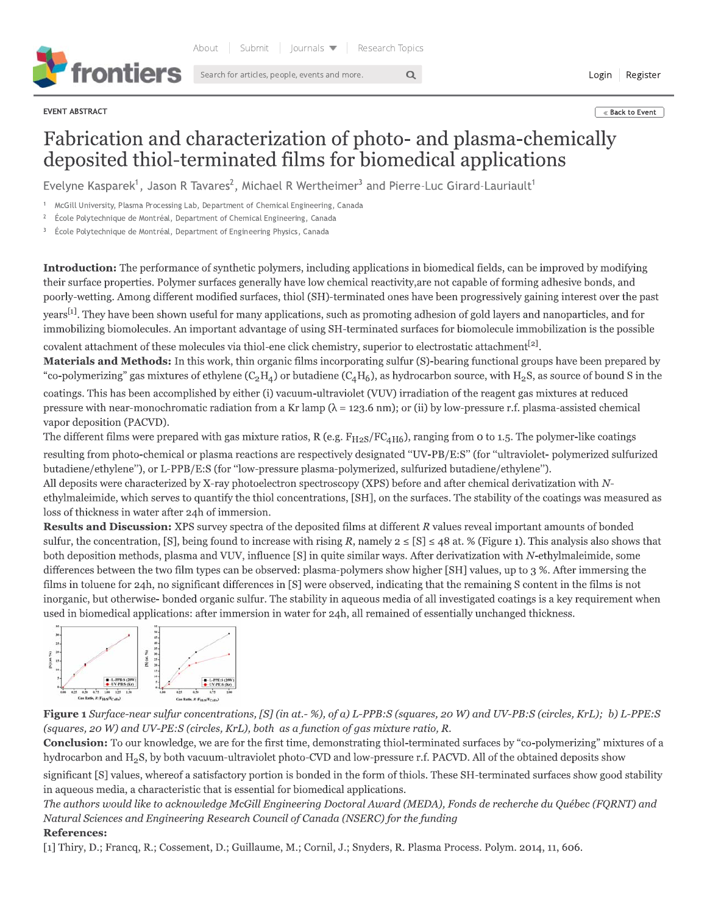EVENT ABSTRACT

# Fabrication and characterization of photo- and plasma-chemically deposited thiol-terminated films for biomedical applications

Evelyne Kasparek[1], Jason R Tavares[2], Michael R Wertheimer[3] and Pierre-Luc Girard-Lauriault[1]

[1] McGill University, Plasma Processing Lab, Department of Chemical Engineering, Canada

[2] École Polytechnique de Montréal, Department of Chemical Engineering, Canada

[3] École Polytechnique de Montréal, Department of Engineering Physics, Canada

**Introduction:** The performance of synthetic polymers, including applications in biomedical fields, can be improved by modifying their surface properties. Polymer surfaces generally have low chemical reactivity,are not capable of forming adhesive bonds, and poorly-wetting. Among different modified surfaces, thiol (SH)-terminated ones have been progressively gaining interest over the past years[1]. They have been shown useful for many applications, such as promoting adhesion of gold layers and nanoparticles, and for immobilizing biomolecules. An important advantage of using SH-terminated surfaces for biomolecule immobilization is the possible covalent attachment of these molecules via thiol-ene click chemistry, superior to electrostatic attachment[2].

**Materials and Methods:** In this work, thin organic films incorporating sulfur (S)-bearing functional groups have been prepared by "co-polymerizing" gas mixtures of ethylene ($C_2H_4$) or butadiene ($C_4H_6$), as hydrocarbon source, with $H_2S$, as source of bound S in the coatings. This has been accomplished by either (i) vacuum-ultraviolet (VUV) irradiation of the reagent gas mixtures at reduced pressure with near-monochromatic radiation from a Kr lamp ($\lambda$ = 123.6 nm); or (ii) by low-pressure r.f. plasma-assisted chemical vapor deposition (PACVD).

The different films were prepared with gas mixture ratios, R (e.g. $F_{H2S}/F_{C4H6}$), ranging from 0 to 1.5. The polymer-like coatings resulting from photo-chemical or plasma reactions are respectively designated "UV-PB/E:S" (for "ultraviolet- polymerized sulfurized butadiene/ethylene"), or L-PPB/E:S (for "low-pressure plasma-polymerized, sulfurized butadiene/ethylene").

All deposits were characterized by X-ray photoelectron spectroscopy (XPS) before and after chemical derivatization with *N*-ethylmaleimide, which serves to quantify the thiol concentrations, [SH], on the surfaces. The stability of the coatings was measured as loss of thickness in water after 24h of immersion.

**Results and Discussion:** XPS survey spectra of the deposited films at different *R* values reveal important amounts of bonded sulfur, the concentration, [S], being found to increase with rising *R*, namely 2 ≤ [S] ≤ 48 at. % (Figure 1). This analysis also shows that both deposition methods, plasma and VUV, influence [S] in quite similar ways. After derivatization with *N*-ethylmaleimide, some differences between the two film types can be observed: plasma-polymers show higher [SH] values, up to 3 %. After immersing the films in toluene for 24h, no significant differences in [S] were observed, indicating that the remaining S content in the films is not inorganic, but otherwise- bonded organic sulfur. The stability in aqueous media of all investigated coatings is a key requirement when used in biomedical applications: after immersion in water for 24h, all remained of essentially unchanged thickness.

**Figure 1** *Surface-near sulfur concentrations, [S] (in at.- %), of a) L-PPB:S (squares, 20 W) and UV-PB:S (circles, KrL); b) L-PPE:S (squares, 20 W) and UV-PE:S (circles, KrL), both as a function of gas mixture ratio, R.*

**Conclusion:** To our knowledge, we are for the first time, demonstrating thiol-terminated surfaces by "co-polymerizing" mixtures of a hydrocarbon and $H_2S$, by both vacuum-ultraviolet photo-CVD and low-pressure r.f. PACVD. All of the obtained deposits show significant [S] values, whereof a satisfactory portion is bonded in the form of thiols. These SH-terminated surfaces show good stability in aqueous media, a characteristic that is essential for biomedical applications.

*The authors would like to acknowledge McGill Engineering Doctoral Award (MEDA), Fonds de recherche du Québec (FQRNT) and Natural Sciences and Engineering Research Council of Canada (NSERC) for the funding*

**References:**

[1] Thiry, D.; Francq, R.; Cossement, D.; Guillaume, M.; Cornil, J.; Snyders, R. Plasma Process. Polym. 2014, 11, 606.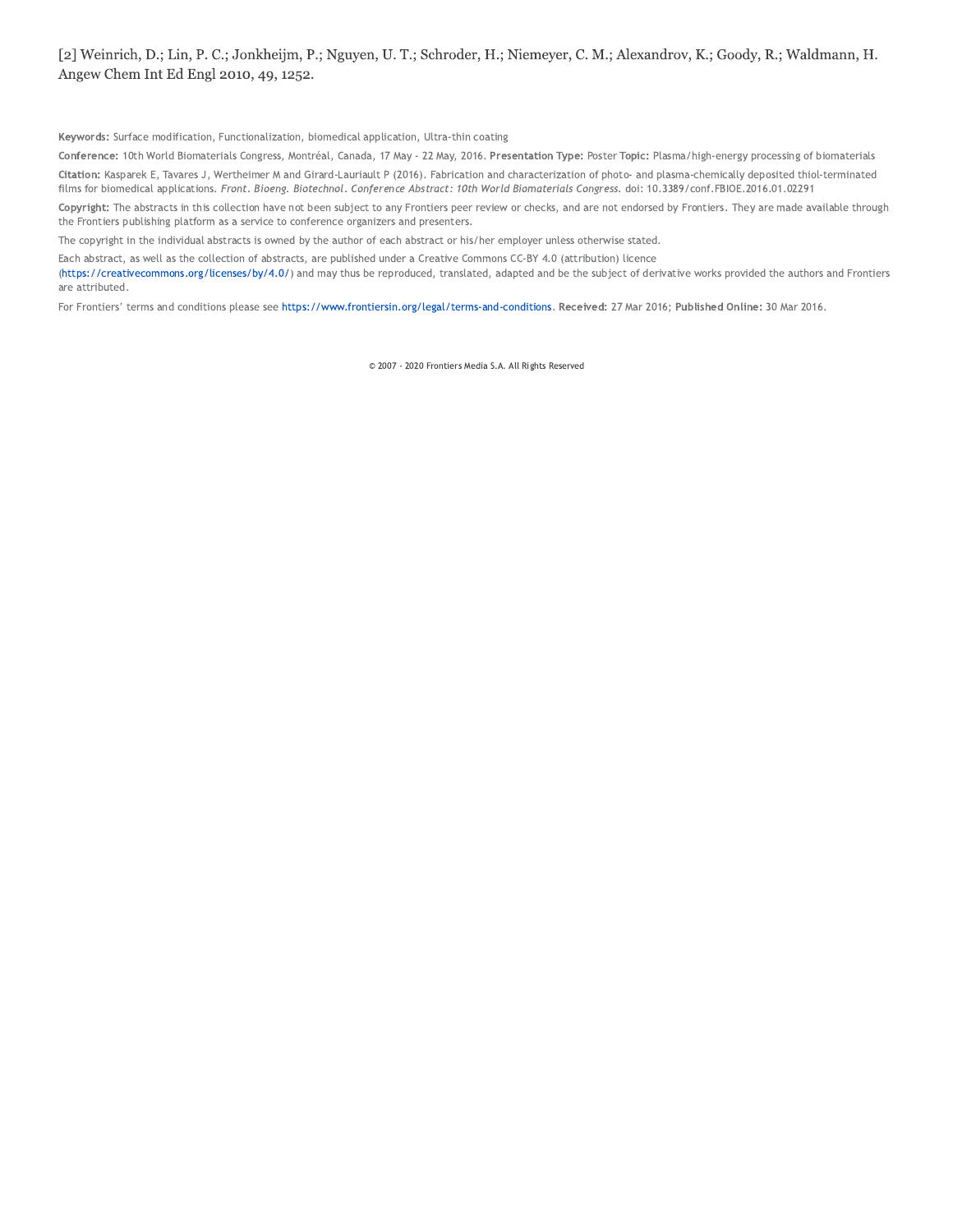[2] Weinrich, D.; Lin, P. C.; Jonkheijm, P.; Nguyen, U. T.; Schroder, H.; Niemeyer, C. M.; Alexandrov, K.; Goody, R.; Waldmann, H. Angew Chem Int Ed Engl 2010, 49, 1252.

**Keywords:** Surface modification, Functionalization, biomedical application, Ultra-thin coating

**Conference:** 10th World Biomaterials Congress, Montréal, Canada, 17 May - 22 May, 2016. **Presentation Type:** Poster **Topic:** Plasma/high-energy processing of biomaterials

**Citation:** Kasparek E, Tavares J, Wertheimer M and Girard-Lauriault P (2016). Fabrication and characterization of photo- and plasma-chemically deposited thiol-terminated films for biomedical applications. *Front. Bioeng. Biotechnol. Conference Abstract: 10th World Biomaterials Congress.* doi: 10.3389/conf.FBIOE.2016.01.02291

**Copyright:** The abstracts in this collection have not been subject to any Frontiers peer review or checks, and are not endorsed by Frontiers. They are made available through the Frontiers publishing platform as a service to conference organizers and presenters.

The copyright in the individual abstracts is owned by the author of each abstract or his/her employer unless otherwise stated.

Each abstract, as well as the collection of abstracts, are published under a Creative Commons CC-BY 4.0 (attribution) licence (https://creativecommons.org/licenses/by/4.0/) and may thus be reproduced, translated, adapted and be the subject of derivative works provided the authors and Frontiers are attributed.

For Frontiers' terms and conditions please see https://www.frontiersin.org/legal/terms-and-conditions. **Received:** 27 Mar 2016; **Published Online:** 30 Mar 2016.

© 2007 - 2020 Frontiers Media S.A. All Rights Reserved